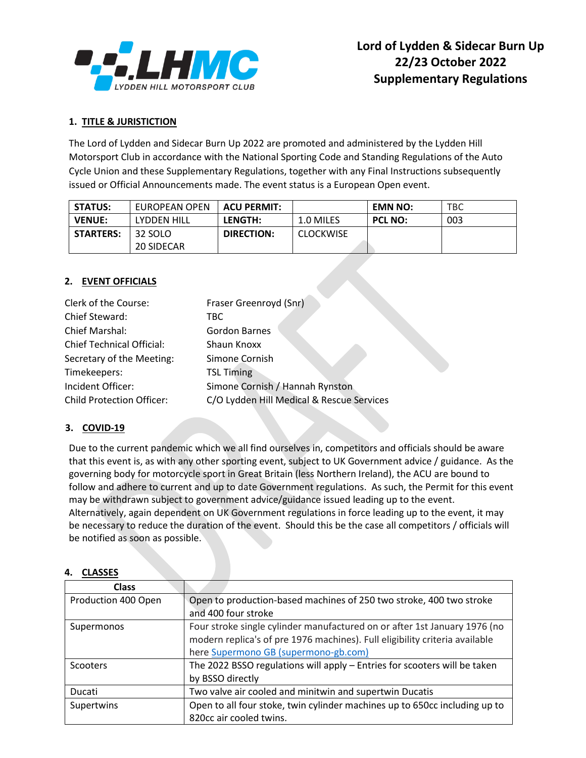# Lord of Lydden & Sidecar Burn Up
## 22/23 October 2022
## Supplementary Regulations

### 1. TITLE & JURISTICTION

The Lord of Lydden and Sidecar Burn Up 2022 are promoted and administered by the Lydden Hill Motorsport Club in accordance with the National Sporting Code and Standing Regulations of the Auto Cycle Union and these Supplementary Regulations, together with any Final Instructions subsequently issued or Official Announcements made. The event status is a European Open event.

| STATUS: | EUROPEAN OPEN | ACU PERMIT: | | EMN NO: | TBC |
|---|---|---|---|---|---|
| VENUE: | LYDDEN HILL | LENGTH: | 1.0 MILES | PCL NO: | 003 |
| STARTERS: | 32 SOLO<br>20 SIDECAR | DIRECTION: | CLOCKWISE | | |

### 2. EVENT OFFICIALS

| | |
|---|---|
| Clerk of the Course: | Fraser Greenroyd (Snr) |
| Chief Steward: | TBC |
| Chief Marshal: | Gordon Barnes |
| Chief Technical Official: | Shaun Knoxx |
| Secretary of the Meeting: | Simone Cornish |
| Timekeepers: | TSL Timing |
| Incident Officer: | Simone Cornish / Hannah Rynston |
| Child Protection Officer: | C/O Lydden Hill Medical & Rescue Services |

### 3. COVID-19

Due to the current pandemic which we all find ourselves in, competitors and officials should be aware that this event is, as with any other sporting event, subject to UK Government advice / guidance. As the governing body for motorcycle sport in Great Britain (less Northern Ireland), the ACU are bound to follow and adhere to current and up to date Government regulations. As such, the Permit for this event may be withdrawn subject to government advice/guidance issued leading up to the event. Alternatively, again dependent on UK Government regulations in force leading up to the event, it may be necessary to reduce the duration of the event. Should this be the case all competitors / officials will be notified as soon as possible.

### 4. CLASSES

| Class | |
|---|---|
| Production 400 Open | Open to production-based machines of 250 two stroke, 400 two stroke and 400 four stroke |
| Supermonos | Four stroke single cylinder manufactured on or after 1st January 1976 (no modern replica's of pre 1976 machines). Full eligibility criteria available here [Supermono GB (supermono-gb.com)] |
| Scooters | The 2022 BSSO regulations will apply – Entries for scooters will be taken by BSSO directly |
| Ducati | Two valve air cooled and minitwin and supertwin Ducatis |
| Supertwins | Open to all four stoke, twin cylinder machines up to 650cc including up to 820cc air cooled twins. |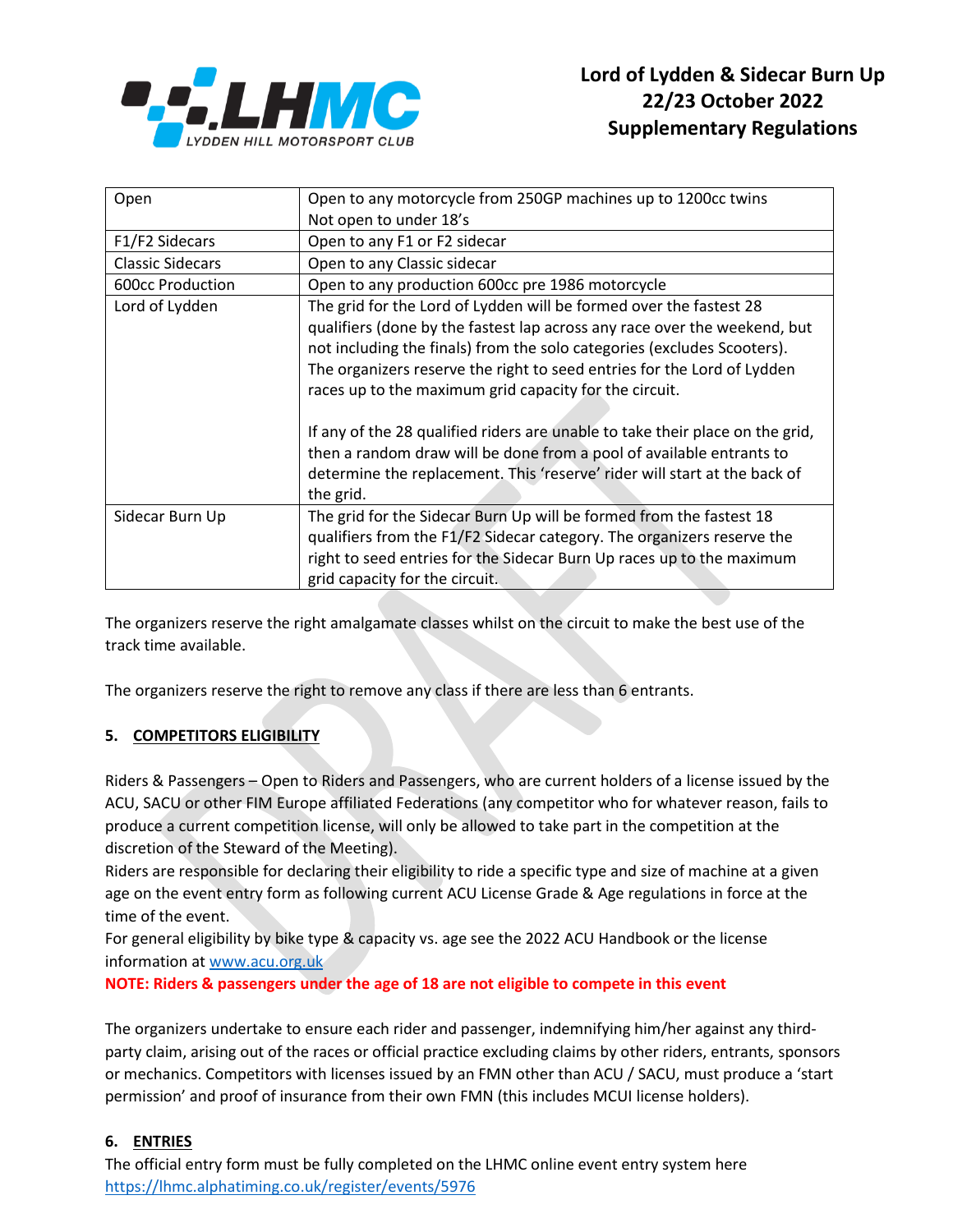| Open | Open to any motorcycle from 250GP machines up to 1200cc twins<br>Not open to under 18's |
| --- | --- |
| F1/F2 Sidecars | Open to any F1 or F2 sidecar |
| Classic Sidecars | Open to any Classic sidecar |
| 600cc Production | Open to any production 600cc pre 1986 motorcycle |
| Lord of Lydden | The grid for the Lord of Lydden will be formed over the fastest 28 qualifiers (done by the fastest lap across any race over the weekend, but not including the finals) from the solo categories (excludes Scooters). The organizers reserve the right to seed entries for the Lord of Lydden races up to the maximum grid capacity for the circuit.<br><br>If any of the 28 qualified riders are unable to take their place on the grid, then a random draw will be done from a pool of available entrants to determine the replacement. This 'reserve' rider will start at the back of the grid. |
| Sidecar Burn Up | The grid for the Sidecar Burn Up will be formed from the fastest 18 qualifiers from the F1/F2 Sidecar category. The organizers reserve the right to seed entries for the Sidecar Burn Up races up to the maximum grid capacity for the circuit. |

The organizers reserve the right amalgamate classes whilst on the circuit to make the best use of the track time available.

The organizers reserve the right to remove any class if there are less than 6 entrants.

## 5. COMPETITORS ELIGIBILITY

Riders & Passengers – Open to Riders and Passengers, who are current holders of a license issued by the ACU, SACU or other FIM Europe affiliated Federations (any competitor who for whatever reason, fails to produce a current competition license, will only be allowed to take part in the competition at the discretion of the Steward of the Meeting).
Riders are responsible for declaring their eligibility to ride a specific type and size of machine at a given age on the event entry form as following current ACU License Grade & Age regulations in force at the time of the event.
For general eligibility by bike type & capacity vs. age see the 2022 ACU Handbook or the license information at [www.acu.org.uk](http://www.acu.org.uk)
**NOTE: Riders & passengers under the age of 18 are not eligible to compete in this event**

The organizers undertake to ensure each rider and passenger, indemnifying him/her against any third-party claim, arising out of the races or official practice excluding claims by other riders, entrants, sponsors or mechanics. Competitors with licenses issued by an FMN other than ACU / SACU, must produce a 'start permission' and proof of insurance from their own FMN (this includes MCUI license holders).

## 6. ENTRIES

The official entry form must be fully completed on the LHMC online event entry system here
[https://lhmc.alphatiming.co.uk/register/events/5976](https://lhmc.alphatiming.co.uk/register/events/5976)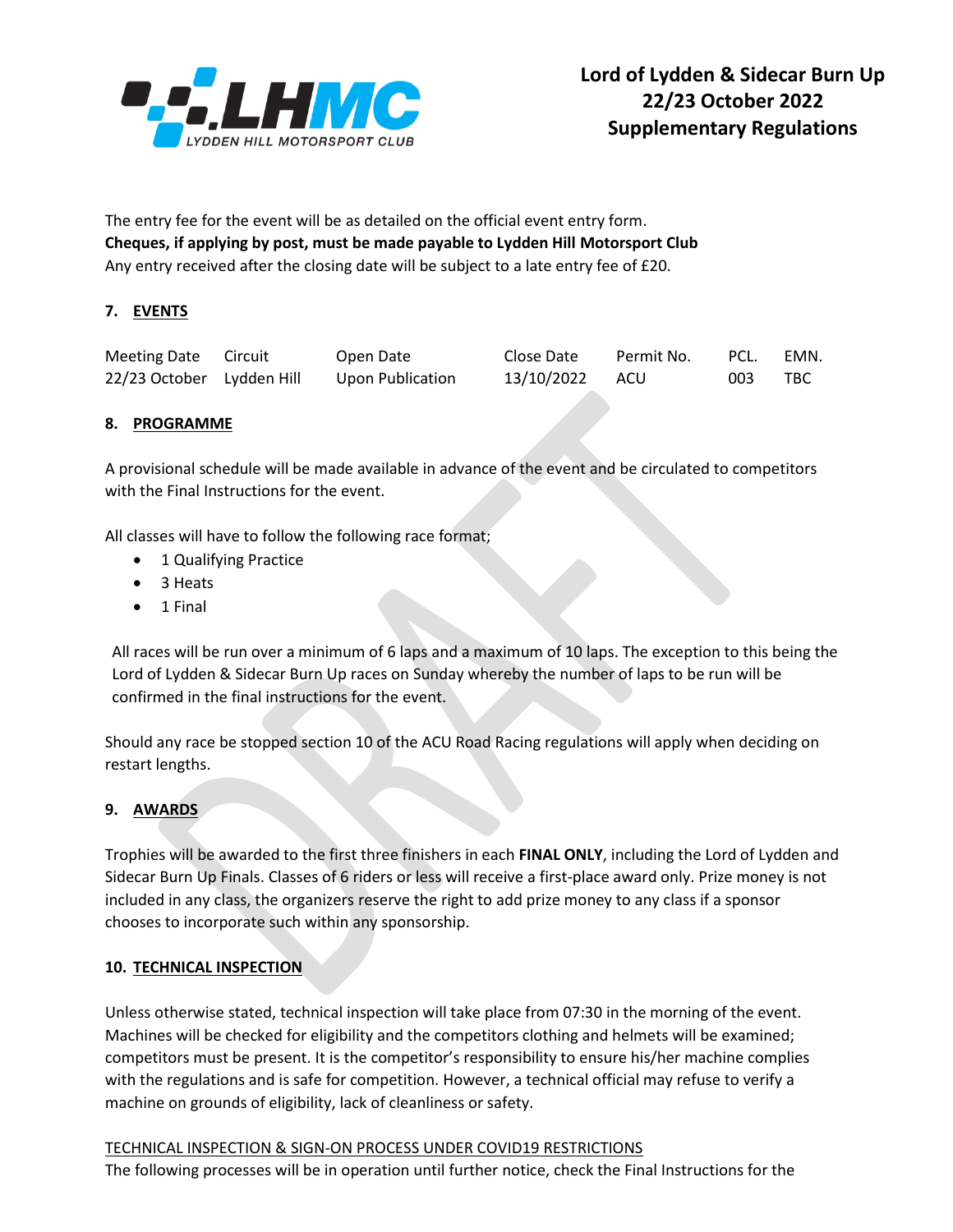The entry fee for the event will be as detailed on the official event entry form.
**Cheques, if applying by post, must be made payable to Lydden Hill Motorsport Club**
Any entry received after the closing date will be subject to a late entry fee of £20.

## 7. EVENTS

| Meeting Date | Circuit | Open Date | Close Date | Permit No. | PCL. | EMN. |
|---|---|---|---|---|---|---|
| 22/23 October | Lydden Hill | Upon Publication | 13/10/2022 | ACU | 003 | TBC |

## 8. PROGRAMME

A provisional schedule will be made available in advance of the event and be circulated to competitors with the Final Instructions for the event.

All classes will have to follow the following race format;

- 1 Qualifying Practice
- 3 Heats
- 1 Final

All races will be run over a minimum of 6 laps and a maximum of 10 laps. The exception to this being the Lord of Lydden & Sidecar Burn Up races on Sunday whereby the number of laps to be run will be confirmed in the final instructions for the event.

Should any race be stopped section 10 of the ACU Road Racing regulations will apply when deciding on restart lengths.

## 9. AWARDS

Trophies will be awarded to the first three finishers in each **FINAL ONLY**, including the Lord of Lydden and Sidecar Burn Up Finals. Classes of 6 riders or less will receive a first-place award only. Prize money is not included in any class, the organizers reserve the right to add prize money to any class if a sponsor chooses to incorporate such within any sponsorship.

## 10. TECHNICAL INSPECTION

Unless otherwise stated, technical inspection will take place from 07:30 in the morning of the event. Machines will be checked for eligibility and the competitors clothing and helmets will be examined; competitors must be present. It is the competitor's responsibility to ensure his/her machine complies with the regulations and is safe for competition. However, a technical official may refuse to verify a machine on grounds of eligibility, lack of cleanliness or safety.

<u>TECHNICAL INSPECTION & SIGN-ON PROCESS UNDER COVID19 RESTRICTIONS</u>
The following processes will be in operation until further notice, check the Final Instructions for the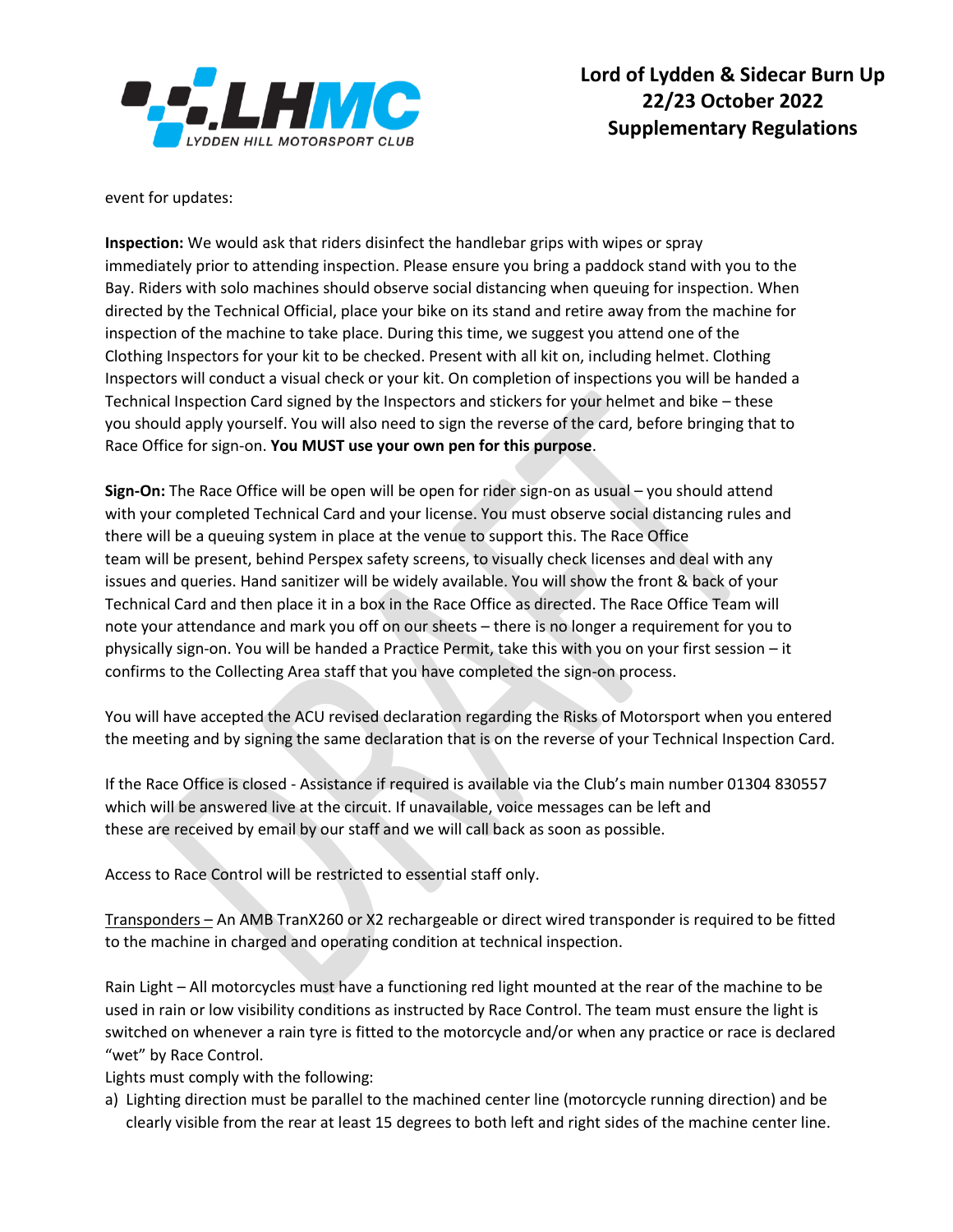event for updates:

**Inspection:** We would ask that riders disinfect the handlebar grips with wipes or spray immediately prior to attending inspection. Please ensure you bring a paddock stand with you to the Bay. Riders with solo machines should observe social distancing when queuing for inspection. When directed by the Technical Official, place your bike on its stand and retire away from the machine for inspection of the machine to take place. During this time, we suggest you attend one of the Clothing Inspectors for your kit to be checked. Present with all kit on, including helmet. Clothing Inspectors will conduct a visual check or your kit. On completion of inspections you will be handed a Technical Inspection Card signed by the Inspectors and stickers for your helmet and bike – these you should apply yourself. You will also need to sign the reverse of the card, before bringing that to Race Office for sign-on. **You MUST use your own pen for this purpose**.

**Sign-On:** The Race Office will be open will be open for rider sign-on as usual – you should attend with your completed Technical Card and your license. You must observe social distancing rules and there will be a queuing system in place at the venue to support this. The Race Office team will be present, behind Perspex safety screens, to visually check licenses and deal with any issues and queries. Hand sanitizer will be widely available. You will show the front & back of your Technical Card and then place it in a box in the Race Office as directed. The Race Office Team will note your attendance and mark you off on our sheets – there is no longer a requirement for you to physically sign-on. You will be handed a Practice Permit, take this with you on your first session – it confirms to the Collecting Area staff that you have completed the sign-on process.

You will have accepted the ACU revised declaration regarding the Risks of Motorsport when you entered the meeting and by signing the same declaration that is on the reverse of your Technical Inspection Card.

If the Race Office is closed - Assistance if required is available via the Club's main number 01304 830557 which will be answered live at the circuit. If unavailable, voice messages can be left and these are received by email by our staff and we will call back as soon as possible.

Access to Race Control will be restricted to essential staff only.

<u>Transponders –</u> An AMB TranX260 or X2 rechargeable or direct wired transponder is required to be fitted to the machine in charged and operating condition at technical inspection.

Rain Light – All motorcycles must have a functioning red light mounted at the rear of the machine to be used in rain or low visibility conditions as instructed by Race Control. The team must ensure the light is switched on whenever a rain tyre is fitted to the motorcycle and/or when any practice or race is declared "wet" by Race Control.

Lights must comply with the following:

a) Lighting direction must be parallel to the machined center line (motorcycle running direction) and be clearly visible from the rear at least 15 degrees to both left and right sides of the machine center line.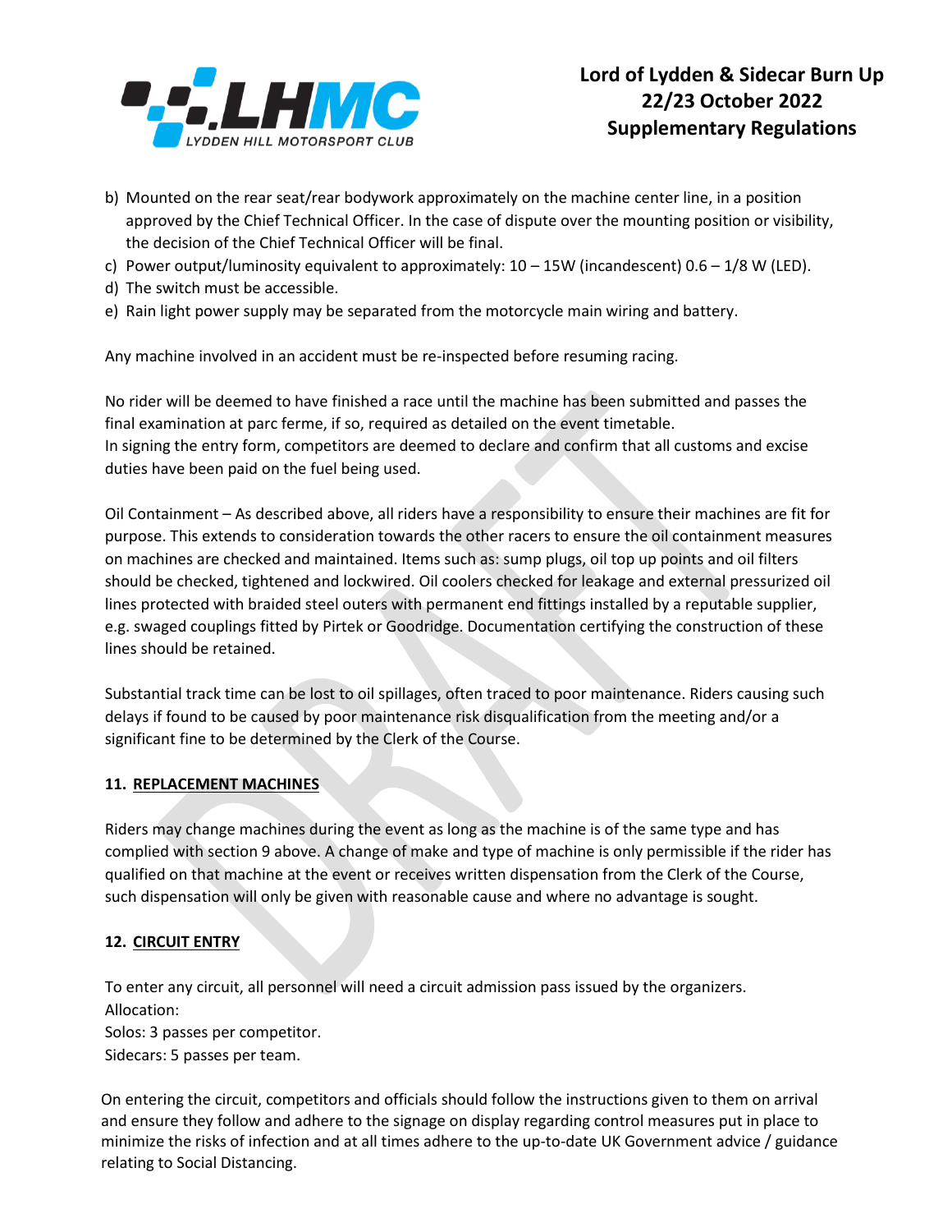b) Mounted on the rear seat/rear bodywork approximately on the machine center line, in a position approved by the Chief Technical Officer. In the case of dispute over the mounting position or visibility, the decision of the Chief Technical Officer will be final.
c) Power output/luminosity equivalent to approximately: 10 – 15W (incandescent) 0.6 – 1/8 W (LED).
d) The switch must be accessible.
e) Rain light power supply may be separated from the motorcycle main wiring and battery.

Any machine involved in an accident must be re-inspected before resuming racing.

No rider will be deemed to have finished a race until the machine has been submitted and passes the final examination at parc ferme, if so, required as detailed on the event timetable.
In signing the entry form, competitors are deemed to declare and confirm that all customs and excise duties have been paid on the fuel being used.

Oil Containment – As described above, all riders have a responsibility to ensure their machines are fit for purpose. This extends to consideration towards the other racers to ensure the oil containment measures on machines are checked and maintained. Items such as: sump plugs, oil top up points and oil filters should be checked, tightened and lockwired. Oil coolers checked for leakage and external pressurized oil lines protected with braided steel outers with permanent end fittings installed by a reputable supplier, e.g. swaged couplings fitted by Pirtek or Goodridge. Documentation certifying the construction of these lines should be retained.

Substantial track time can be lost to oil spillages, often traced to poor maintenance. Riders causing such delays if found to be caused by poor maintenance risk disqualification from the meeting and/or a significant fine to be determined by the Clerk of the Course.

## 11. REPLACEMENT MACHINES

Riders may change machines during the event as long as the machine is of the same type and has complied with section 9 above. A change of make and type of machine is only permissible if the rider has qualified on that machine at the event or receives written dispensation from the Clerk of the Course, such dispensation will only be given with reasonable cause and where no advantage is sought.

## 12. CIRCUIT ENTRY

To enter any circuit, all personnel will need a circuit admission pass issued by the organizers.
Allocation:
Solos: 3 passes per competitor.
Sidecars: 5 passes per team.

On entering the circuit, competitors and officials should follow the instructions given to them on arrival and ensure they follow and adhere to the signage on display regarding control measures put in place to minimize the risks of infection and at all times adhere to the up-to-date UK Government advice / guidance relating to Social Distancing.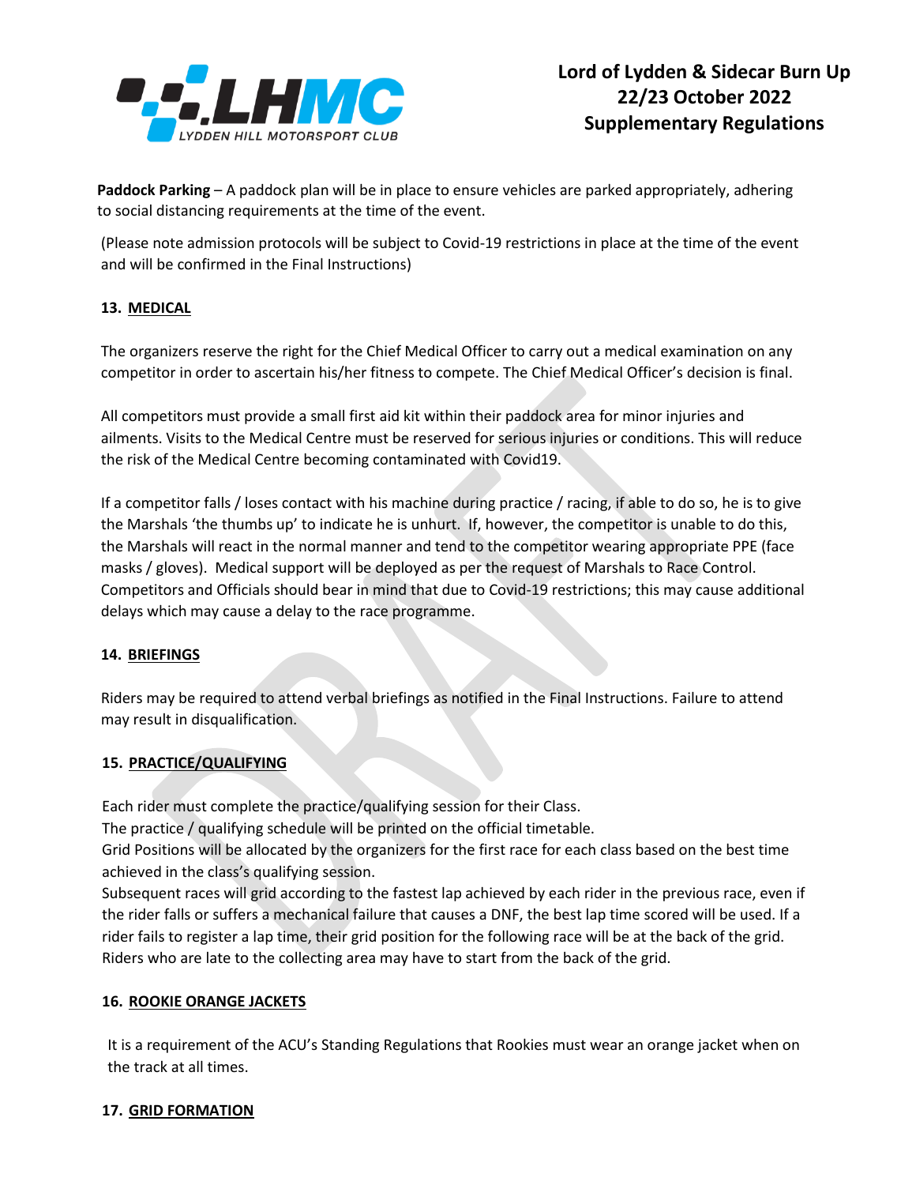**Paddock Parking** – A paddock plan will be in place to ensure vehicles are parked appropriately, adhering to social distancing requirements at the time of the event.

(Please note admission protocols will be subject to Covid-19 restrictions in place at the time of the event and will be confirmed in the Final Instructions)

## 13. MEDICAL

The organizers reserve the right for the Chief Medical Officer to carry out a medical examination on any competitor in order to ascertain his/her fitness to compete. The Chief Medical Officer's decision is final.

All competitors must provide a small first aid kit within their paddock area for minor injuries and ailments. Visits to the Medical Centre must be reserved for serious injuries or conditions. This will reduce the risk of the Medical Centre becoming contaminated with Covid19.

If a competitor falls / loses contact with his machine during practice / racing, if able to do so, he is to give the Marshals 'the thumbs up' to indicate he is unhurt. If, however, the competitor is unable to do this, the Marshals will react in the normal manner and tend to the competitor wearing appropriate PPE (face masks / gloves). Medical support will be deployed as per the request of Marshals to Race Control. Competitors and Officials should bear in mind that due to Covid-19 restrictions; this may cause additional delays which may cause a delay to the race programme.

## 14. BRIEFINGS

Riders may be required to attend verbal briefings as notified in the Final Instructions. Failure to attend may result in disqualification.

## 15. PRACTICE/QUALIFYING

Each rider must complete the practice/qualifying session for their Class.
The practice / qualifying schedule will be printed on the official timetable.
Grid Positions will be allocated by the organizers for the first race for each class based on the best time achieved in the class's qualifying session.
Subsequent races will grid according to the fastest lap achieved by each rider in the previous race, even if the rider falls or suffers a mechanical failure that causes a DNF, the best lap time scored will be used. If a rider fails to register a lap time, their grid position for the following race will be at the back of the grid.
Riders who are late to the collecting area may have to start from the back of the grid.

## 16. ROOKIE ORANGE JACKETS

It is a requirement of the ACU's Standing Regulations that Rookies must wear an orange jacket when on the track at all times.

## 17. GRID FORMATION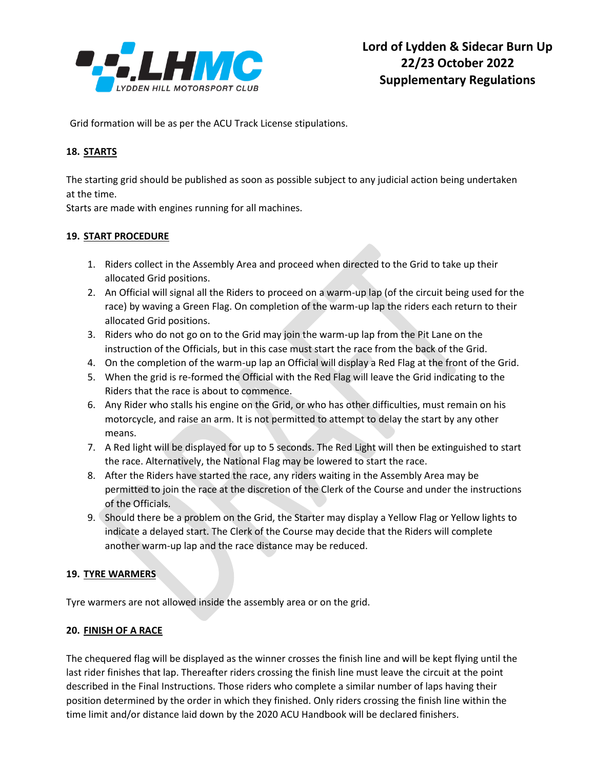Grid formation will be as per the ACU Track License stipulations.

**18. STARTS**

The starting grid should be published as soon as possible subject to any judicial action being undertaken at the time.
Starts are made with engines running for all machines.

**19. START PROCEDURE**

1. Riders collect in the Assembly Area and proceed when directed to the Grid to take up their allocated Grid positions.
2. An Official will signal all the Riders to proceed on a warm-up lap (of the circuit being used for the race) by waving a Green Flag. On completion of the warm-up lap the riders each return to their allocated Grid positions.
3. Riders who do not go on to the Grid may join the warm-up lap from the Pit Lane on the instruction of the Officials, but in this case must start the race from the back of the Grid.
4. On the completion of the warm-up lap an Official will display a Red Flag at the front of the Grid.
5. When the grid is re-formed the Official with the Red Flag will leave the Grid indicating to the Riders that the race is about to commence.
6. Any Rider who stalls his engine on the Grid, or who has other difficulties, must remain on his motorcycle, and raise an arm. It is not permitted to attempt to delay the start by any other means.
7. A Red light will be displayed for up to 5 seconds. The Red Light will then be extinguished to start the race. Alternatively, the National Flag may be lowered to start the race.
8. After the Riders have started the race, any riders waiting in the Assembly Area may be permitted to join the race at the discretion of the Clerk of the Course and under the instructions of the Officials.
9. Should there be a problem on the Grid, the Starter may display a Yellow Flag or Yellow lights to indicate a delayed start. The Clerk of the Course may decide that the Riders will complete another warm-up lap and the race distance may be reduced.

**19. TYRE WARMERS**

Tyre warmers are not allowed inside the assembly area or on the grid.

**20. FINISH OF A RACE**

The chequered flag will be displayed as the winner crosses the finish line and will be kept flying until the last rider finishes that lap. Thereafter riders crossing the finish line must leave the circuit at the point described in the Final Instructions. Those riders who complete a similar number of laps having their position determined by the order in which they finished. Only riders crossing the finish line within the time limit and/or distance laid down by the 2020 ACU Handbook will be declared finishers.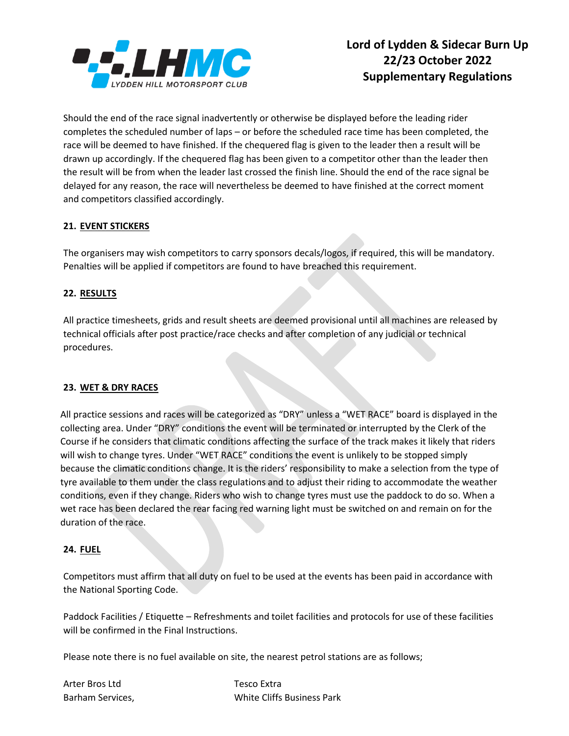Should the end of the race signal inadvertently or otherwise be displayed before the leading rider completes the scheduled number of laps – or before the scheduled race time has been completed, the race will be deemed to have finished. If the chequered flag is given to the leader then a result will be drawn up accordingly. If the chequered flag has been given to a competitor other than the leader then the result will be from when the leader last crossed the finish line. Should the end of the race signal be delayed for any reason, the race will nevertheless be deemed to have finished at the correct moment and competitors classified accordingly.

## 21. EVENT STICKERS

The organisers may wish competitors to carry sponsors decals/logos, if required, this will be mandatory. Penalties will be applied if competitors are found to have breached this requirement.

## 22. RESULTS

All practice timesheets, grids and result sheets are deemed provisional until all machines are released by technical officials after post practice/race checks and after completion of any judicial or technical procedures.

## 23. WET & DRY RACES

All practice sessions and races will be categorized as "DRY" unless a "WET RACE" board is displayed in the collecting area. Under "DRY" conditions the event will be terminated or interrupted by the Clerk of the Course if he considers that climatic conditions affecting the surface of the track makes it likely that riders will wish to change tyres. Under "WET RACE" conditions the event is unlikely to be stopped simply because the climatic conditions change. It is the riders' responsibility to make a selection from the type of tyre available to them under the class regulations and to adjust their riding to accommodate the weather conditions, even if they change. Riders who wish to change tyres must use the paddock to do so. When a wet race has been declared the rear facing red warning light must be switched on and remain on for the duration of the race.

## 24. FUEL

Competitors must affirm that all duty on fuel to be used at the events has been paid in accordance with the National Sporting Code.

Paddock Facilities / Etiquette – Refreshments and toilet facilities and protocols for use of these facilities will be confirmed in the Final Instructions.

Please note there is no fuel available on site, the nearest petrol stations are as follows;

| | |
|---|---|
| Arter Bros Ltd | Tesco Extra |
| Barham Services, | White Cliffs Business Park |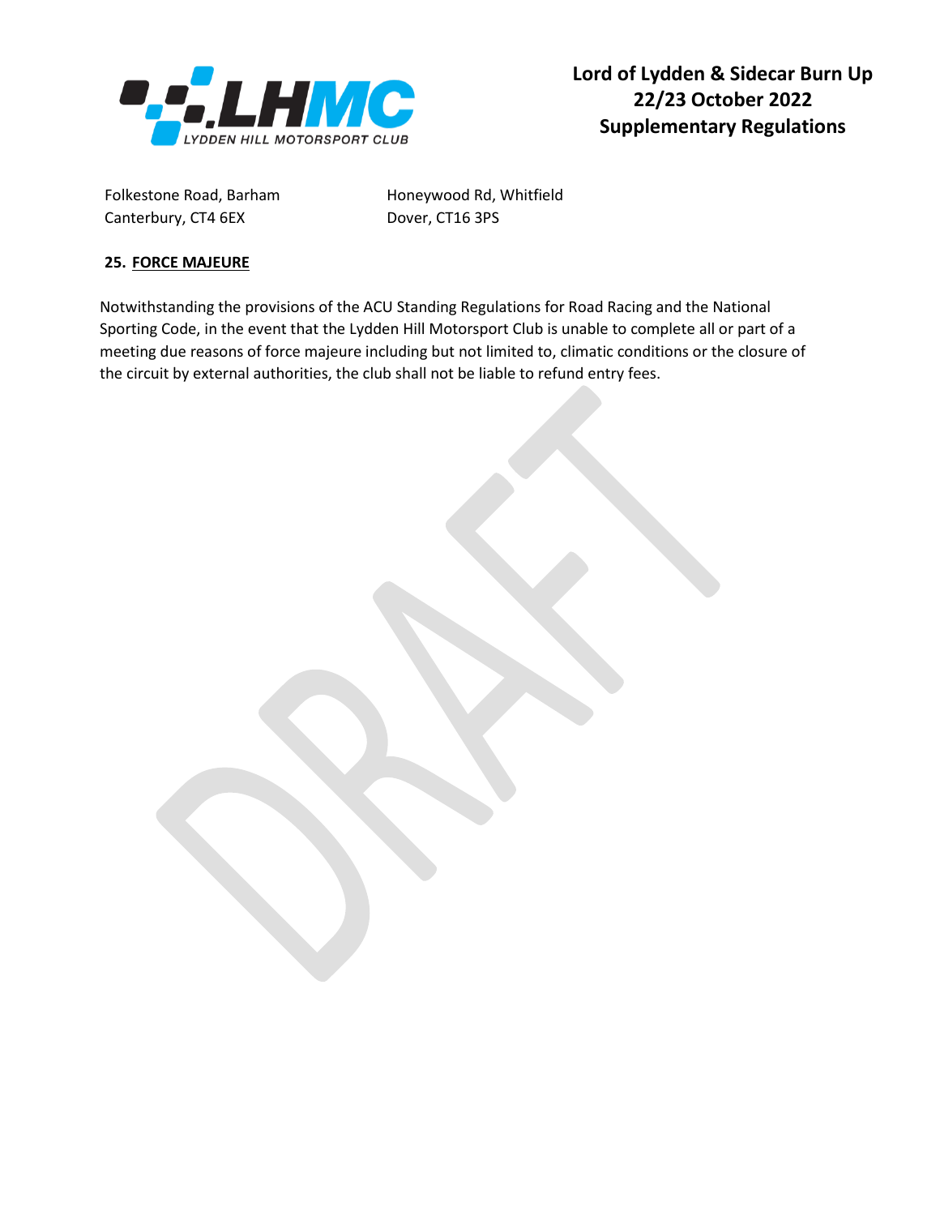## 25. FORCE MAJEURE

Notwithstanding the provisions of the ACU Standing Regulations for Road Racing and the National Sporting Code, in the event that the Lydden Hill Motorsport Club is unable to complete all or part of a meeting due reasons of force majeure including but not limited to, climatic conditions or the closure of the circuit by external authorities, the club shall not be liable to refund entry fees.